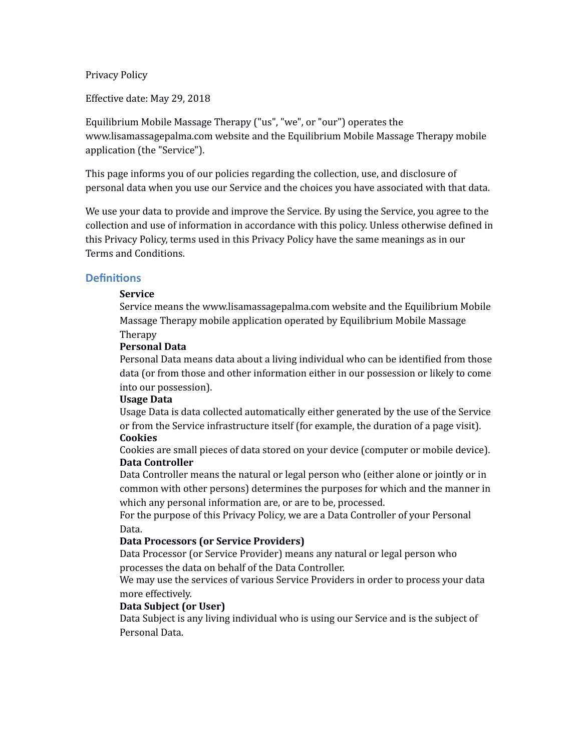Privacy Policy

Effective date: May 29, 2018

Equilibrium Mobile Massage Therapy ("us", "we", or "our") operates the www.lisamassagepalma.com website and the Equilibrium Mobile Massage Therapy mobile application (the "Service").

This page informs you of our policies regarding the collection, use, and disclosure of personal data when you use our Service and the choices you have associated with that data.

We use your data to provide and improve the Service. By using the Service, you agree to the collection and use of information in accordance with this policy. Unless otherwise defined in this Privacy Policy, terms used in this Privacy Policy have the same meanings as in our Terms and Conditions.

## Definitions

**Service**
Service means the www.lisamassagepalma.com website and the Equilibrium Mobile Massage Therapy mobile application operated by Equilibrium Mobile Massage Therapy

**Personal Data**
Personal Data means data about a living individual who can be identified from those data (or from those and other information either in our possession or likely to come into our possession).

**Usage Data**
Usage Data is data collected automatically either generated by the use of the Service or from the Service infrastructure itself (for example, the duration of a page visit).

**Cookies**
Cookies are small pieces of data stored on your device (computer or mobile device).

**Data Controller**
Data Controller means the natural or legal person who (either alone or jointly or in common with other persons) determines the purposes for which and the manner in which any personal information are, or are to be, processed.
For the purpose of this Privacy Policy, we are a Data Controller of your Personal Data.

**Data Processors (or Service Providers)**
Data Processor (or Service Provider) means any natural or legal person who processes the data on behalf of the Data Controller.
We may use the services of various Service Providers in order to process your data more effectively.

**Data Subject (or User)**
Data Subject is any living individual who is using our Service and is the subject of Personal Data.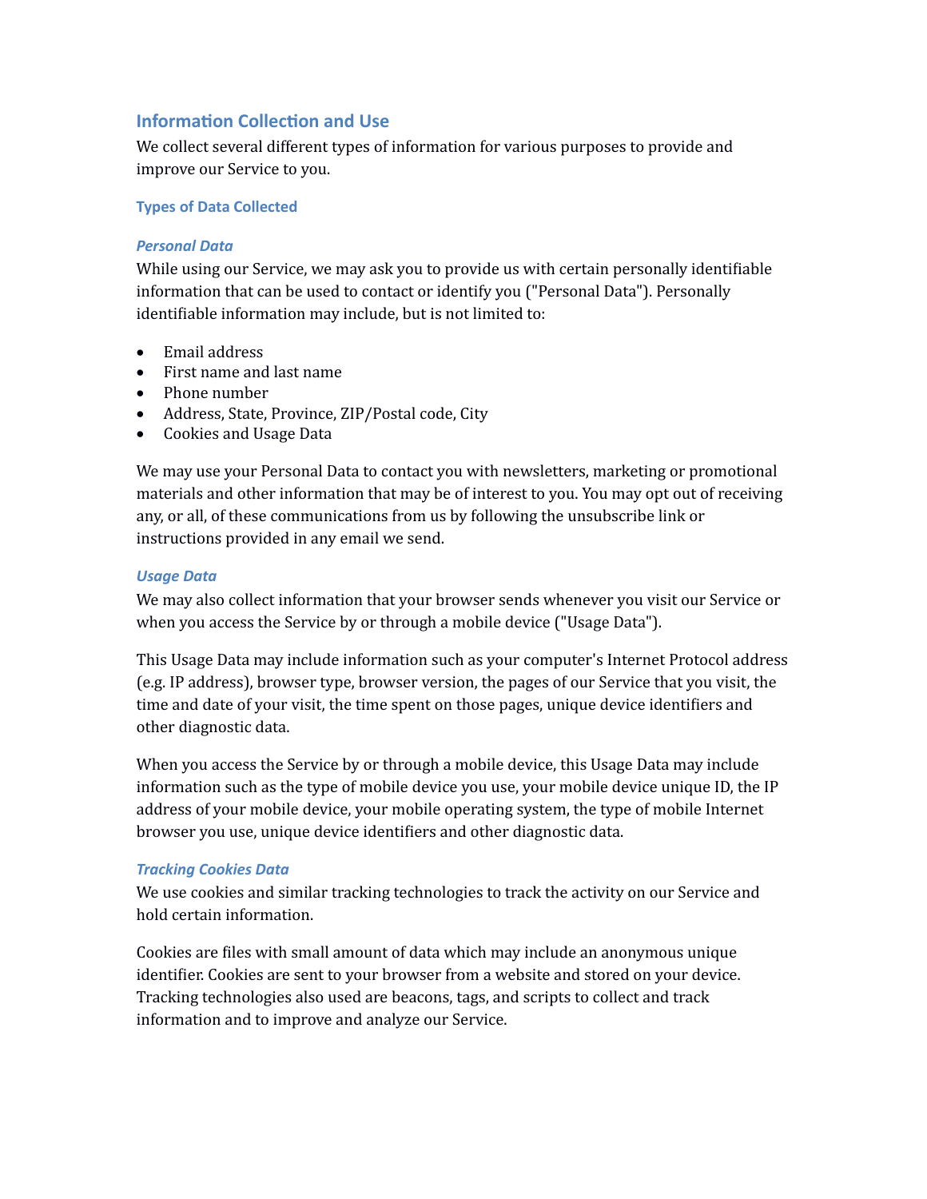## Information Collection and Use

We collect several different types of information for various purposes to provide and improve our Service to you.

### Types of Data Collected

#### *Personal Data*

While using our Service, we may ask you to provide us with certain personally identifiable information that can be used to contact or identify you ("Personal Data"). Personally identifiable information may include, but is not limited to:

- Email address
- First name and last name
- Phone number
- Address, State, Province, ZIP/Postal code, City
- Cookies and Usage Data

We may use your Personal Data to contact you with newsletters, marketing or promotional materials and other information that may be of interest to you. You may opt out of receiving any, or all, of these communications from us by following the unsubscribe link or instructions provided in any email we send.

#### *Usage Data*

We may also collect information that your browser sends whenever you visit our Service or when you access the Service by or through a mobile device ("Usage Data").

This Usage Data may include information such as your computer's Internet Protocol address (e.g. IP address), browser type, browser version, the pages of our Service that you visit, the time and date of your visit, the time spent on those pages, unique device identifiers and other diagnostic data.

When you access the Service by or through a mobile device, this Usage Data may include information such as the type of mobile device you use, your mobile device unique ID, the IP address of your mobile device, your mobile operating system, the type of mobile Internet browser you use, unique device identifiers and other diagnostic data.

#### *Tracking Cookies Data*

We use cookies and similar tracking technologies to track the activity on our Service and hold certain information.

Cookies are files with small amount of data which may include an anonymous unique identifier. Cookies are sent to your browser from a website and stored on your device. Tracking technologies also used are beacons, tags, and scripts to collect and track information and to improve and analyze our Service.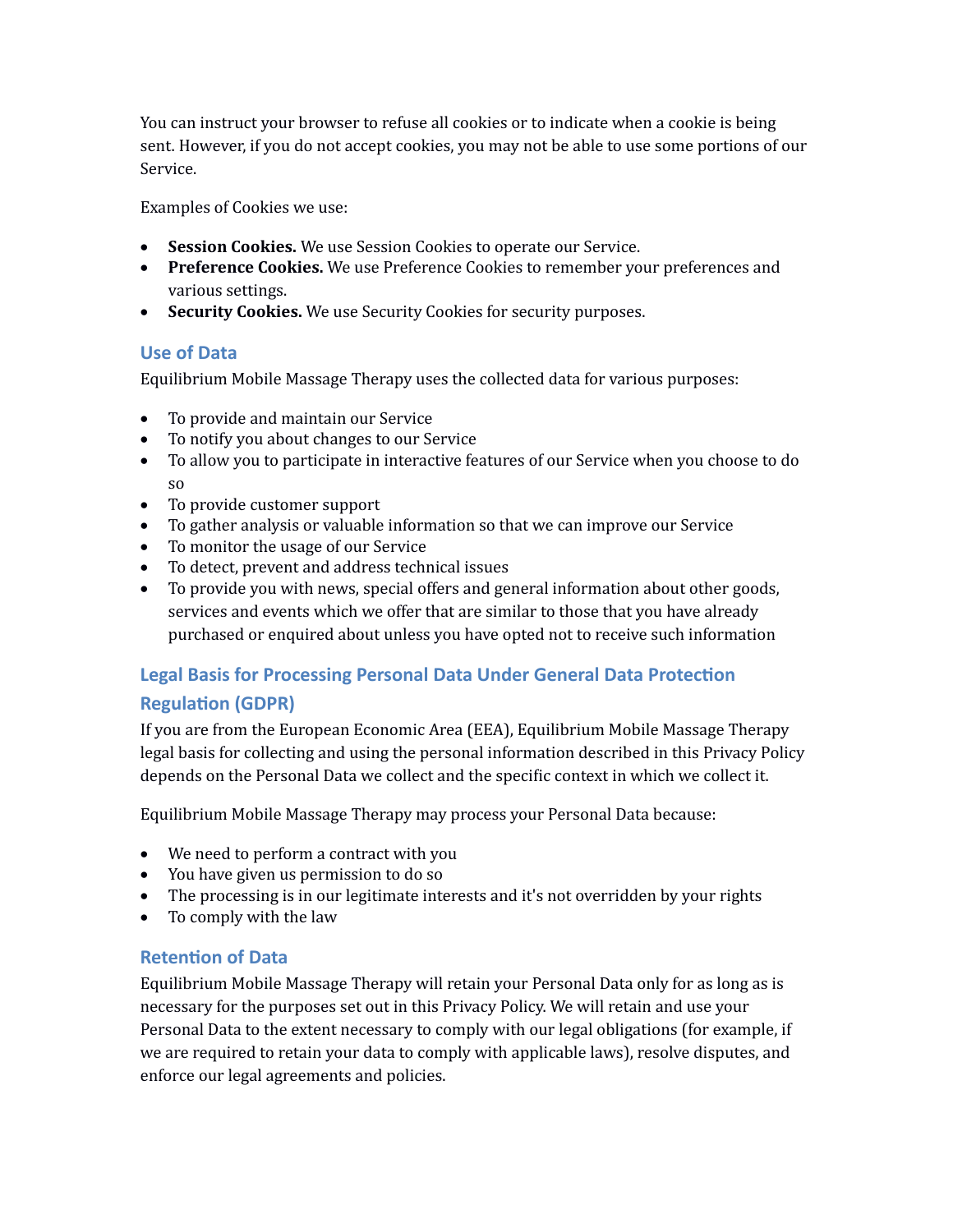You can instruct your browser to refuse all cookies or to indicate when a cookie is being sent. However, if you do not accept cookies, you may not be able to use some portions of our Service.

Examples of Cookies we use:

- **Session Cookies.** We use Session Cookies to operate our Service.
- **Preference Cookies.** We use Preference Cookies to remember your preferences and various settings.
- **Security Cookies.** We use Security Cookies for security purposes.

## Use of Data

Equilibrium Mobile Massage Therapy uses the collected data for various purposes:

- To provide and maintain our Service
- To notify you about changes to our Service
- To allow you to participate in interactive features of our Service when you choose to do so
- To provide customer support
- To gather analysis or valuable information so that we can improve our Service
- To monitor the usage of our Service
- To detect, prevent and address technical issues
- To provide you with news, special offers and general information about other goods, services and events which we offer that are similar to those that you have already purchased or enquired about unless you have opted not to receive such information

## Legal Basis for Processing Personal Data Under General Data Protection Regulation (GDPR)

If you are from the European Economic Area (EEA), Equilibrium Mobile Massage Therapy legal basis for collecting and using the personal information described in this Privacy Policy depends on the Personal Data we collect and the specific context in which we collect it.

Equilibrium Mobile Massage Therapy may process your Personal Data because:

- We need to perform a contract with you
- You have given us permission to do so
- The processing is in our legitimate interests and it's not overridden by your rights
- To comply with the law

## Retention of Data

Equilibrium Mobile Massage Therapy will retain your Personal Data only for as long as is necessary for the purposes set out in this Privacy Policy. We will retain and use your Personal Data to the extent necessary to comply with our legal obligations (for example, if we are required to retain your data to comply with applicable laws), resolve disputes, and enforce our legal agreements and policies.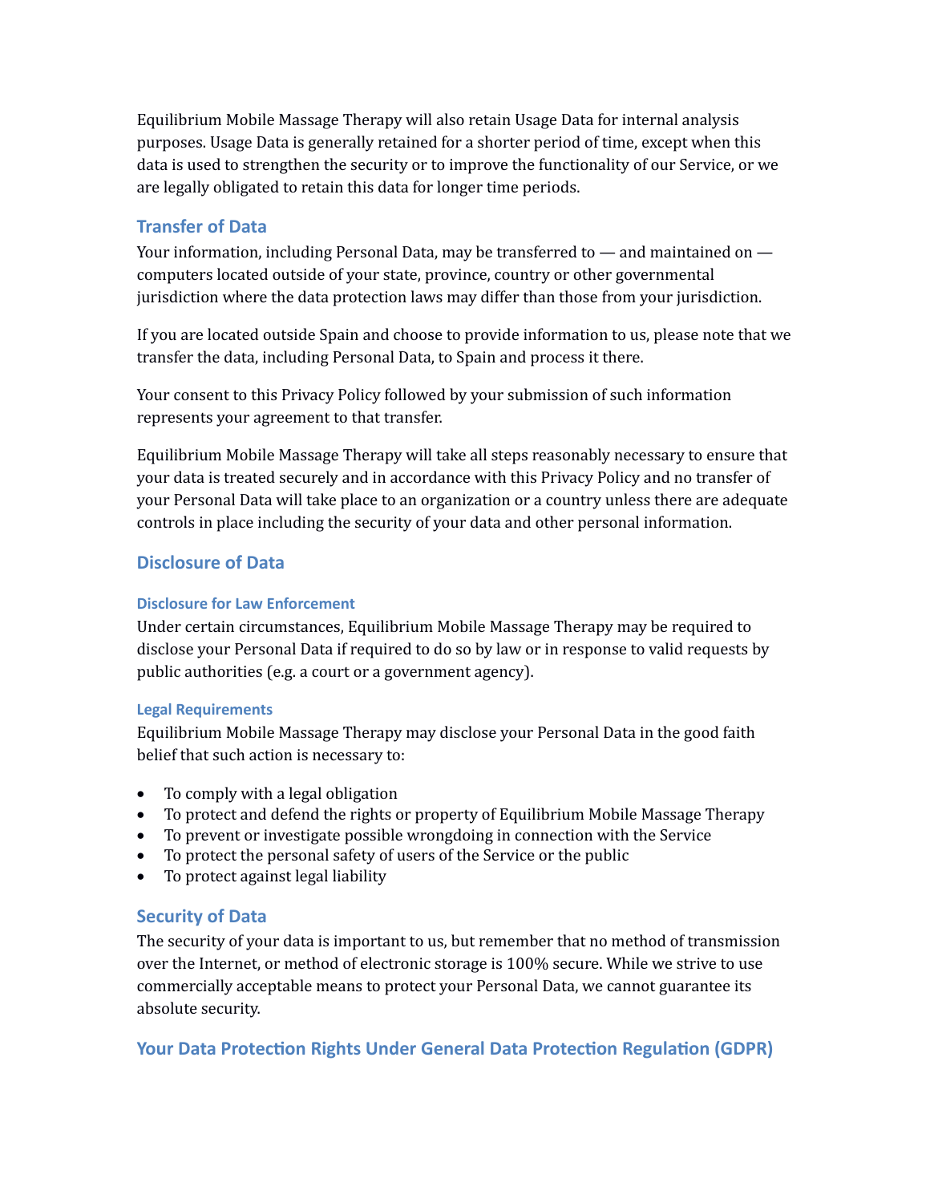Equilibrium Mobile Massage Therapy will also retain Usage Data for internal analysis purposes. Usage Data is generally retained for a shorter period of time, except when this data is used to strengthen the security or to improve the functionality of our Service, or we are legally obligated to retain this data for longer time periods.

## Transfer of Data

Your information, including Personal Data, may be transferred to — and maintained on — computers located outside of your state, province, country or other governmental jurisdiction where the data protection laws may differ than those from your jurisdiction.

If you are located outside Spain and choose to provide information to us, please note that we transfer the data, including Personal Data, to Spain and process it there.

Your consent to this Privacy Policy followed by your submission of such information represents your agreement to that transfer.

Equilibrium Mobile Massage Therapy will take all steps reasonably necessary to ensure that your data is treated securely and in accordance with this Privacy Policy and no transfer of your Personal Data will take place to an organization or a country unless there are adequate controls in place including the security of your data and other personal information.

## Disclosure of Data

### Disclosure for Law Enforcement

Under certain circumstances, Equilibrium Mobile Massage Therapy may be required to disclose your Personal Data if required to do so by law or in response to valid requests by public authorities (e.g. a court or a government agency).

### Legal Requirements

Equilibrium Mobile Massage Therapy may disclose your Personal Data in the good faith belief that such action is necessary to:

- To comply with a legal obligation
- To protect and defend the rights or property of Equilibrium Mobile Massage Therapy
- To prevent or investigate possible wrongdoing in connection with the Service
- To protect the personal safety of users of the Service or the public
- To protect against legal liability

## Security of Data

The security of your data is important to us, but remember that no method of transmission over the Internet, or method of electronic storage is 100% secure. While we strive to use commercially acceptable means to protect your Personal Data, we cannot guarantee its absolute security.

## Your Data Protection Rights Under General Data Protection Regulation (GDPR)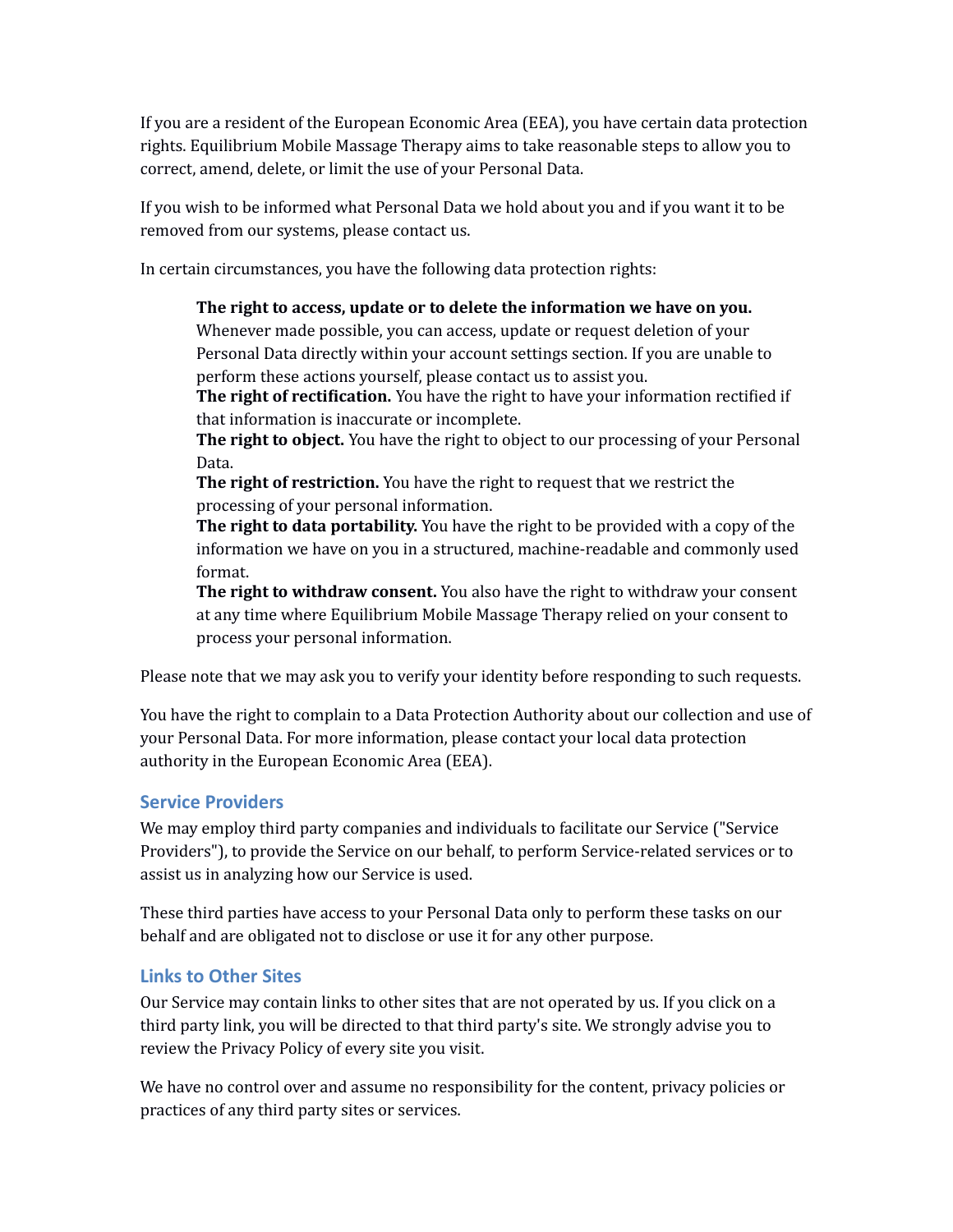If you are a resident of the European Economic Area (EEA), you have certain data protection rights. Equilibrium Mobile Massage Therapy aims to take reasonable steps to allow you to correct, amend, delete, or limit the use of your Personal Data.

If you wish to be informed what Personal Data we hold about you and if you want it to be removed from our systems, please contact us.

In certain circumstances, you have the following data protection rights:

> **The right to access, update or to delete the information we have on you.** Whenever made possible, you can access, update or request deletion of your Personal Data directly within your account settings section. If you are unable to perform these actions yourself, please contact us to assist you.
> **The right of rectification.** You have the right to have your information rectified if that information is inaccurate or incomplete.
> **The right to object.** You have the right to object to our processing of your Personal Data.
> **The right of restriction.** You have the right to request that we restrict the processing of your personal information.
> **The right to data portability.** You have the right to be provided with a copy of the information we have on you in a structured, machine-readable and commonly used format.
> **The right to withdraw consent.** You also have the right to withdraw your consent at any time where Equilibrium Mobile Massage Therapy relied on your consent to process your personal information.

Please note that we may ask you to verify your identity before responding to such requests.

You have the right to complain to a Data Protection Authority about our collection and use of your Personal Data. For more information, please contact your local data protection authority in the European Economic Area (EEA).

## Service Providers

We may employ third party companies and individuals to facilitate our Service ("Service Providers"), to provide the Service on our behalf, to perform Service-related services or to assist us in analyzing how our Service is used.

These third parties have access to your Personal Data only to perform these tasks on our behalf and are obligated not to disclose or use it for any other purpose.

## Links to Other Sites

Our Service may contain links to other sites that are not operated by us. If you click on a third party link, you will be directed to that third party's site. We strongly advise you to review the Privacy Policy of every site you visit.

We have no control over and assume no responsibility for the content, privacy policies or practices of any third party sites or services.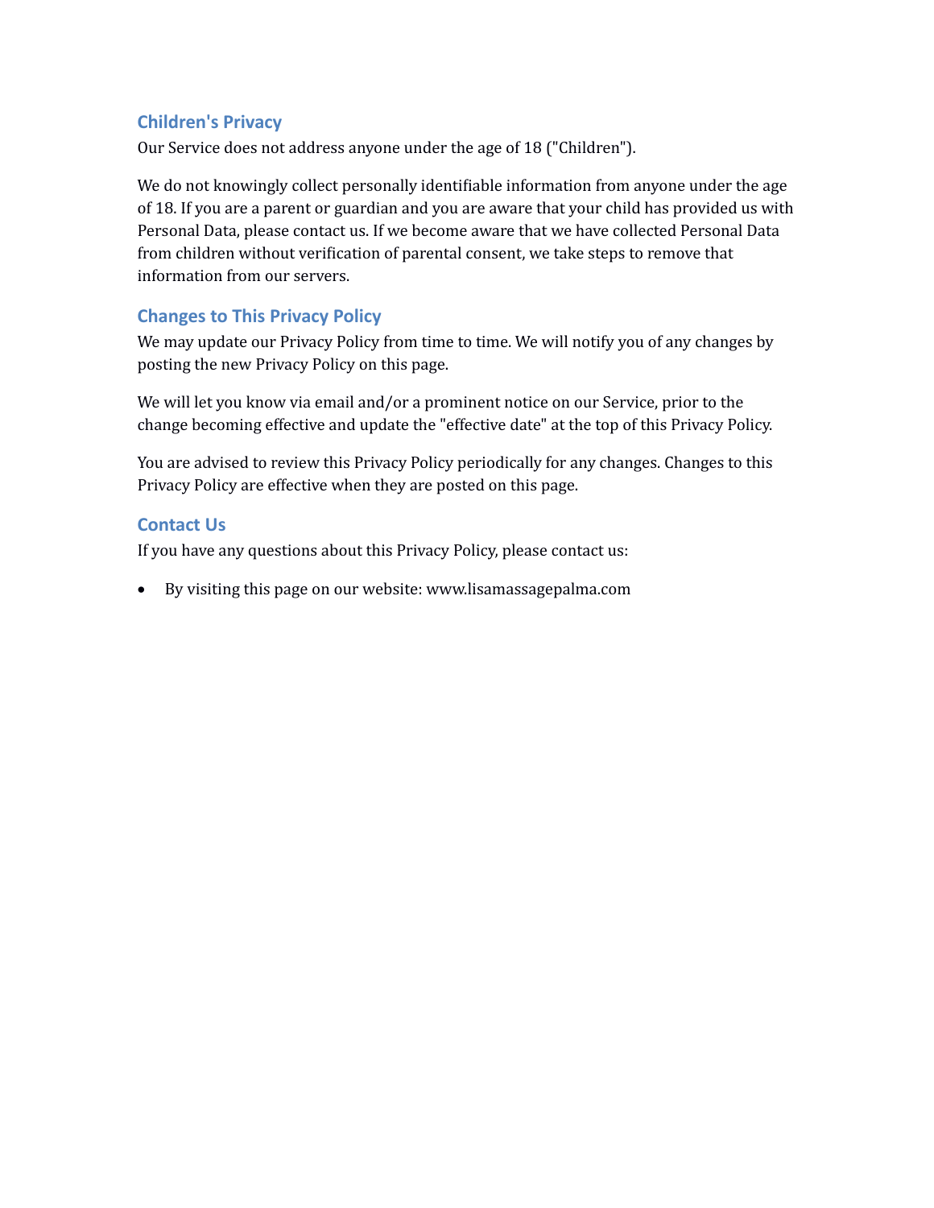## Children's Privacy

Our Service does not address anyone under the age of 18 ("Children").

We do not knowingly collect personally identifiable information from anyone under the age of 18. If you are a parent or guardian and you are aware that your child has provided us with Personal Data, please contact us. If we become aware that we have collected Personal Data from children without verification of parental consent, we take steps to remove that information from our servers.

## Changes to This Privacy Policy

We may update our Privacy Policy from time to time. We will notify you of any changes by posting the new Privacy Policy on this page.

We will let you know via email and/or a prominent notice on our Service, prior to the change becoming effective and update the "effective date" at the top of this Privacy Policy.

You are advised to review this Privacy Policy periodically for any changes. Changes to this Privacy Policy are effective when they are posted on this page.

## Contact Us

If you have any questions about this Privacy Policy, please contact us:

- By visiting this page on our website: www.lisamassagepalma.com